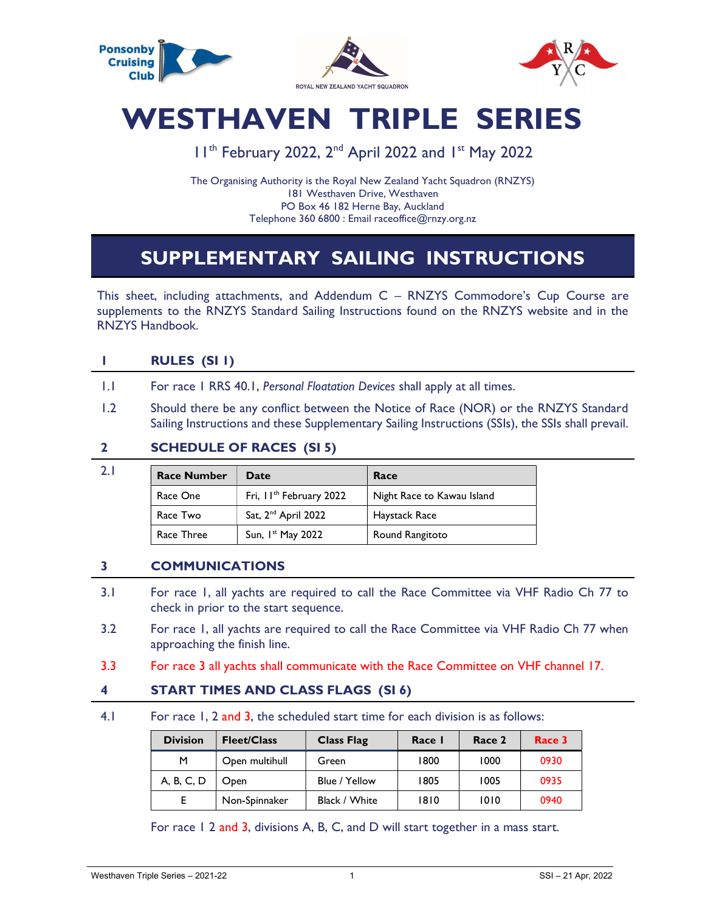Ponsonby Cruising Club

ROYAL NEW ZEALAND YACHT SQUADRON

# WESTHAVEN TRIPLE SERIES

11th February 2022, 2nd April 2022 and 1st May 2022

The Organising Authority is the Royal New Zealand Yacht Squadron (RNZYS)
181 Westhaven Drive, Westhaven
PO Box 46 182 Herne Bay, Auckland
Telephone 360 6800 : Email raceoffice@rnzy.org.nz

## SUPPLEMENTARY SAILING INSTRUCTIONS

This sheet, including attachments, and Addendum C – RNZYS Commodore's Cup Course are supplements to the RNZYS Standard Sailing Instructions found on the RNZYS website and in the RNZYS Handbook.

### 1 RULES (SI 1)

1.1 For race 1 RRS 40.1, *Personal Floatation Devices* shall apply at all times.

1.2 Should there be any conflict between the Notice of Race (NOR) or the RNZYS Standard Sailing Instructions and these Supplementary Sailing Instructions (SSIs), the SSIs shall prevail.

### 2 SCHEDULE OF RACES (SI 5)

2.1

| Race Number | Date | Race |
|---|---|---|
| Race One | Fri, 11th February 2022 | Night Race to Kawau Island |
| Race Two | Sat, 2nd April 2022 | Haystack Race |
| Race Three | Sun, 1st May 2022 | Round Rangitoto |

### 3 COMMUNICATIONS

3.1 For race 1, all yachts are required to call the Race Committee via VHF Radio Ch 77 to check in prior to the start sequence.

3.2 For race 1, all yachts are required to call the Race Committee via VHF Radio Ch 77 when approaching the finish line.

3.3 For race 3 all yachts shall communicate with the Race Committee on VHF channel 17.

### 4 START TIMES AND CLASS FLAGS (SI 6)

4.1 For race 1, 2 and 3, the scheduled start time for each division is as follows:

| Division | Fleet/Class | Class Flag | Race 1 | Race 2 | Race 3 |
|---|---|---|---|---|---|
| M | Open multihull | Green | 1800 | 1000 | 0930 |
| A, B, C, D | Open | Blue / Yellow | 1805 | 1005 | 0935 |
| E | Non-Spinnaker | Black / White | 1810 | 1010 | 0940 |

For race 1 2 and 3, divisions A, B, C, and D will start together in a mass start.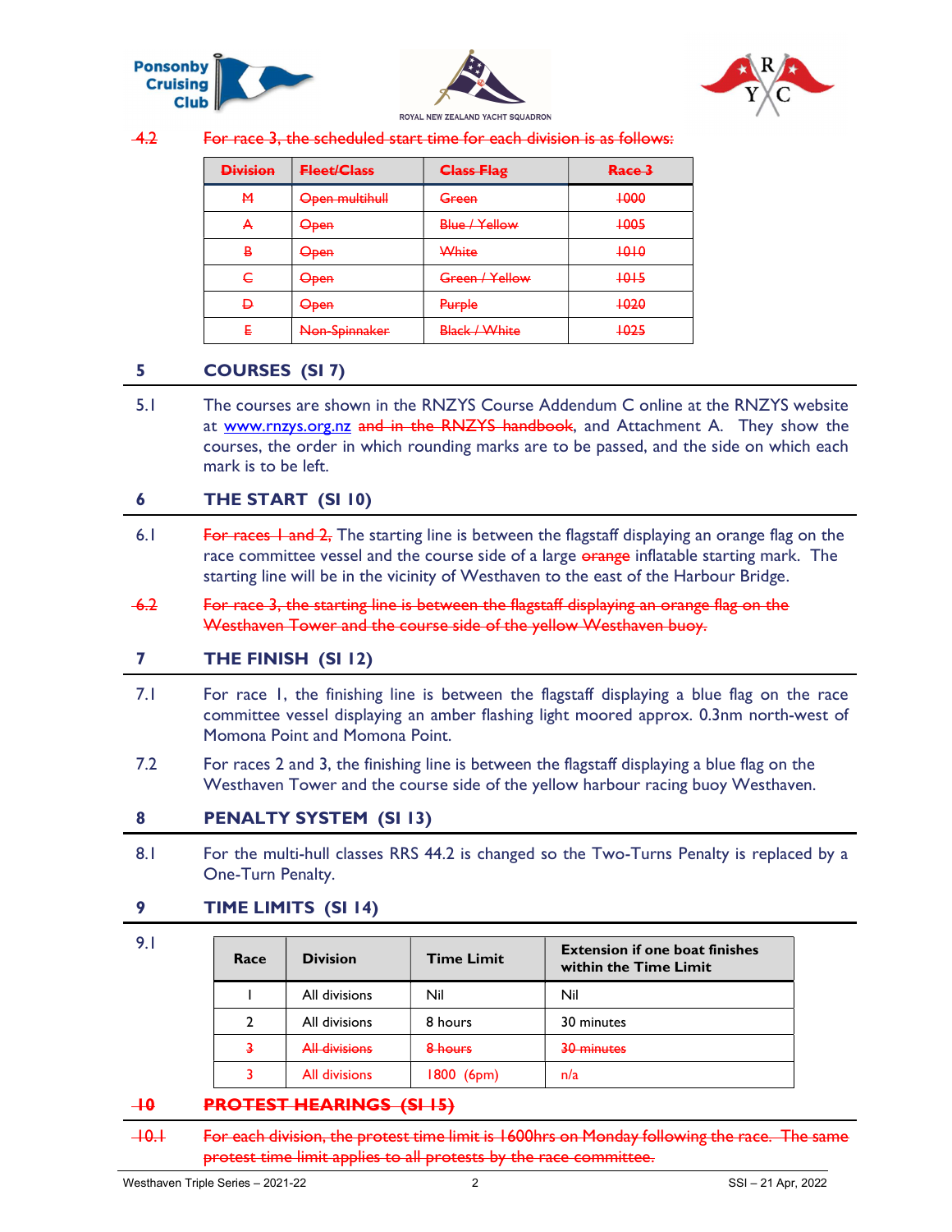~~4.2 For race 3, the scheduled start time for each division is as follows:~~

| ~~Division~~ | ~~Fleet/Class~~ | ~~Class Flag~~ | ~~Race 3~~ |
|---|---|---|---|
| ~~M~~ | ~~Open multihull~~ | ~~Green~~ | ~~1000~~ |
| ~~A~~ | ~~Open~~ | ~~Blue / Yellow~~ | ~~1005~~ |
| ~~B~~ | ~~Open~~ | ~~White~~ | ~~1010~~ |
| ~~C~~ | ~~Open~~ | ~~Green / Yellow~~ | ~~1015~~ |
| ~~D~~ | ~~Open~~ | ~~Purple~~ | ~~1020~~ |
| ~~E~~ | ~~Non-Spinnaker~~ | ~~Black / White~~ | ~~1025~~ |

## 5 COURSES (SI 7)

5.1 The courses are shown in the RNZYS Course Addendum C online at the RNZYS website at www.rnzys.org.nz ~~and in the RNZYS handbook~~, and Attachment A. They show the courses, the order in which rounding marks are to be passed, and the side on which each mark is to be left.

## 6 THE START (SI 10)

6.1 ~~For races 1 and 2,~~ The starting line is between the flagstaff displaying an orange flag on the race committee vessel and the course side of a large ~~orange~~ inflatable starting mark. The starting line will be in the vicinity of Westhaven to the east of the Harbour Bridge.

~~6.2 For race 3, the starting line is between the flagstaff displaying an orange flag on the Westhaven Tower and the course side of the yellow Westhaven buoy.~~

## 7 THE FINISH (SI 12)

7.1 For race 1, the finishing line is between the flagstaff displaying a blue flag on the race committee vessel displaying an amber flashing light moored approx. 0.3nm north-west of Momona Point and Momona Point.

7.2 For races 2 and 3, the finishing line is between the flagstaff displaying a blue flag on the Westhaven Tower and the course side of the yellow harbour racing buoy Westhaven.

## 8 PENALTY SYSTEM (SI 13)

8.1 For the multi-hull classes RRS 44.2 is changed so the Two-Turns Penalty is replaced by a One-Turn Penalty.

## 9 TIME LIMITS (SI 14)

9.1

| Race | Division | Time Limit | Extension if one boat finishes within the Time Limit |
|---|---|---|---|
| 1 | All divisions | Nil | Nil |
| 2 | All divisions | 8 hours | 30 minutes |
| ~~3~~ | ~~All divisions~~ | ~~8 hours~~ | ~~30 minutes~~ |
| 3 | All divisions | 1800 (6pm) | n/a |

## ~~10 PROTEST HEARINGS (SI 15)~~

~~10.1 For each division, the protest time limit is 1600hrs on Monday following the race. The same protest time limit applies to all protests by the race committee.~~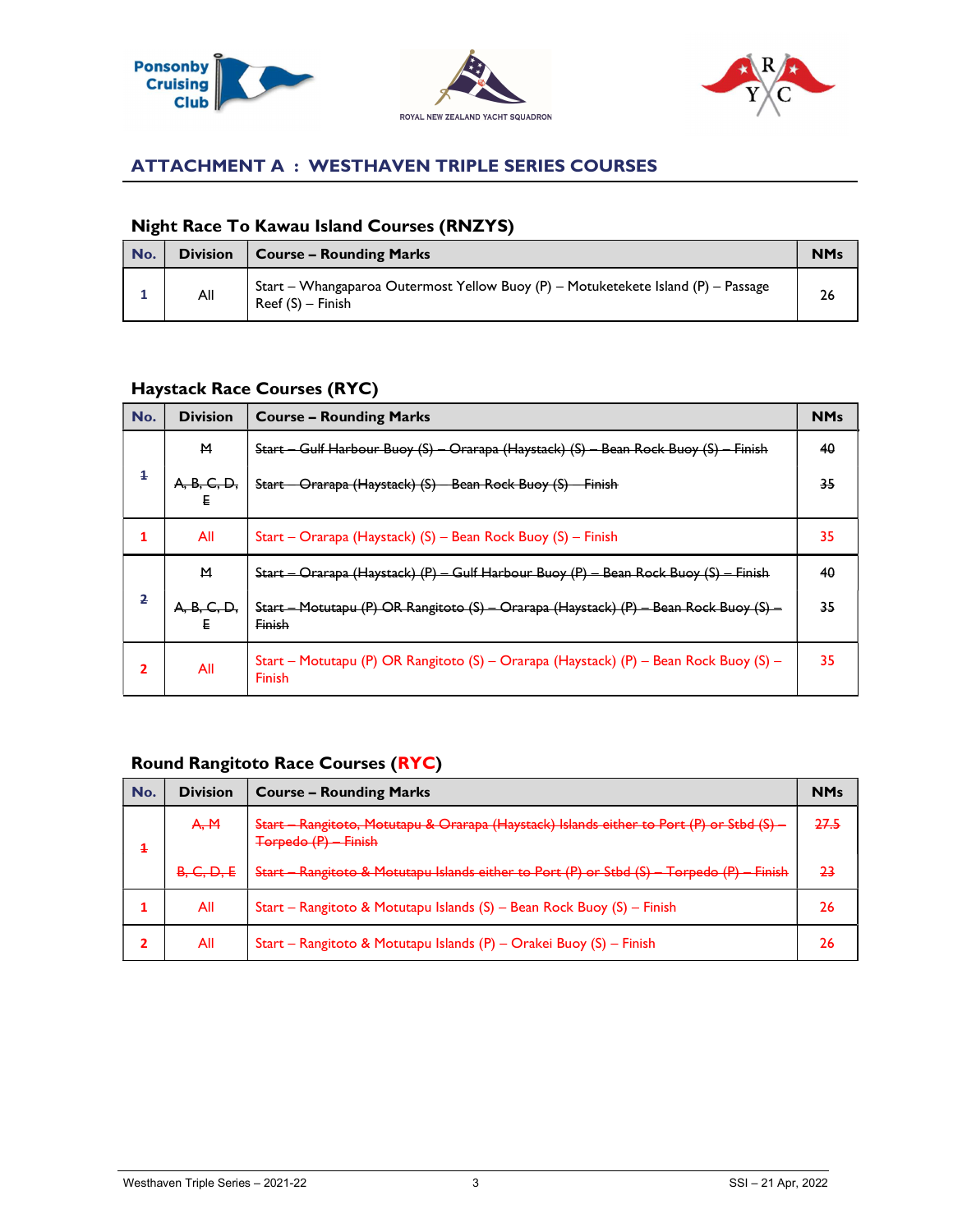## ATTACHMENT A : WESTHAVEN TRIPLE SERIES COURSES

### Night Race To Kawau Island Courses (RNZYS)

| No. | Division | Course – Rounding Marks | NMs |
|---|---|---|---|
| 1 | All | Start – Whangaparoa Outermost Yellow Buoy (P) – Motuketekete Island (P) – Passage Reef (S) – Finish | 26 |

### Haystack Race Courses (RYC)

| No. | Division | Course – Rounding Marks | NMs |
|---|---|---|---|
| ~~1~~ | ~~M~~ | ~~Start – Gulf Harbour Buoy (S) – Orarapa (Haystack) (S) – Bean Rock Buoy (S) – Finish~~ | ~~40~~ |
| | ~~A, B, C, D, E~~ | ~~Start – Orarapa (Haystack) (S) – Bean Rock Buoy (S) – Finish~~ | ~~35~~ |
| 1 | All | Start – Orarapa (Haystack) (S) – Bean Rock Buoy (S) – Finish | 35 |
| ~~2~~ | ~~M~~ | ~~Start – Orarapa (Haystack) (P) – Gulf Harbour Buoy (P) – Bean Rock Buoy (S) – Finish~~ | 40 |
| | ~~A, B, C, D, E~~ | ~~Start – Motutapu (P) OR Rangitoto (S) – Orarapa (Haystack) (P) – Bean Rock Buoy (S) – Finish~~ | 35 |
| 2 | All | Start – Motutapu (P) OR Rangitoto (S) – Orarapa (Haystack) (P) – Bean Rock Buoy (S) – Finish | 35 |

### Round Rangitoto Race Courses (RYC)

| No. | Division | Course – Rounding Marks | NMs |
|---|---|---|---|
| ~~1~~ | ~~A, M~~ | ~~Start – Rangitoto, Motutapu & Orarapa (Haystack) Islands either to Port (P) or Stbd (S) – Torpedo (P) – Finish~~ | ~~27.5~~ |
| | ~~B, C, D, E~~ | ~~Start – Rangitoto & Motutapu Islands either to Port (P) or Stbd (S) – Torpedo (P) – Finish~~ | ~~23~~ |
| 1 | All | Start – Rangitoto & Motutapu Islands (S) – Bean Rock Buoy (S) – Finish | 26 |
| 2 | All | Start – Rangitoto & Motutapu Islands (P) – Orakei Buoy (S) – Finish | 26 |